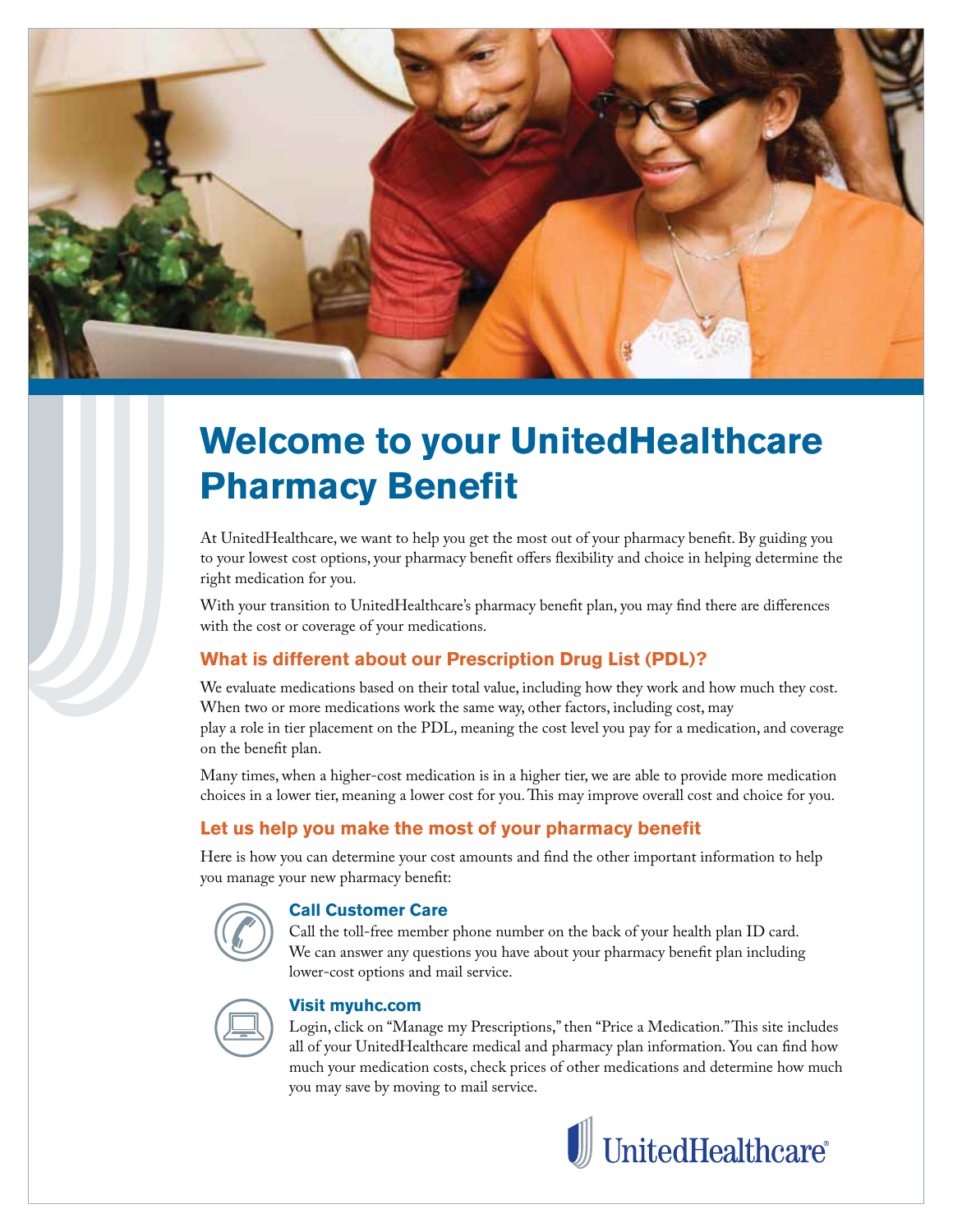# Welcome to your UnitedHealthcare Pharmacy Benefit

At UnitedHealthcare, we want to help you get the most out of your pharmacy benefit. By guiding you to your lowest cost options, your pharmacy benefit offers flexibility and choice in helping determine the right medication for you.

With your transition to UnitedHealthcare's pharmacy benefit plan, you may find there are differences with the cost or coverage of your medications.

## What is different about our Prescription Drug List (PDL)?

We evaluate medications based on their total value, including how they work and how much they cost. When two or more medications work the same way, other factors, including cost, may play a role in tier placement on the PDL, meaning the cost level you pay for a medication, and coverage on the benefit plan.

Many times, when a higher-cost medication is in a higher tier, we are able to provide more medication choices in a lower tier, meaning a lower cost for you. This may improve overall cost and choice for you.

## Let us help you make the most of your pharmacy benefit

Here is how you can determine your cost amounts and find the other important information to help you manage your new pharmacy benefit:

### Call Customer Care

Call the toll-free member phone number on the back of your health plan ID card. We can answer any questions you have about your pharmacy benefit plan including lower-cost options and mail service.

### Visit myuhc.com

Login, click on "Manage my Prescriptions," then "Price a Medication." This site includes all of your UnitedHealthcare medical and pharmacy plan information. You can find how much your medication costs, check prices of other medications and determine how much you may save by moving to mail service.

UnitedHealthcare®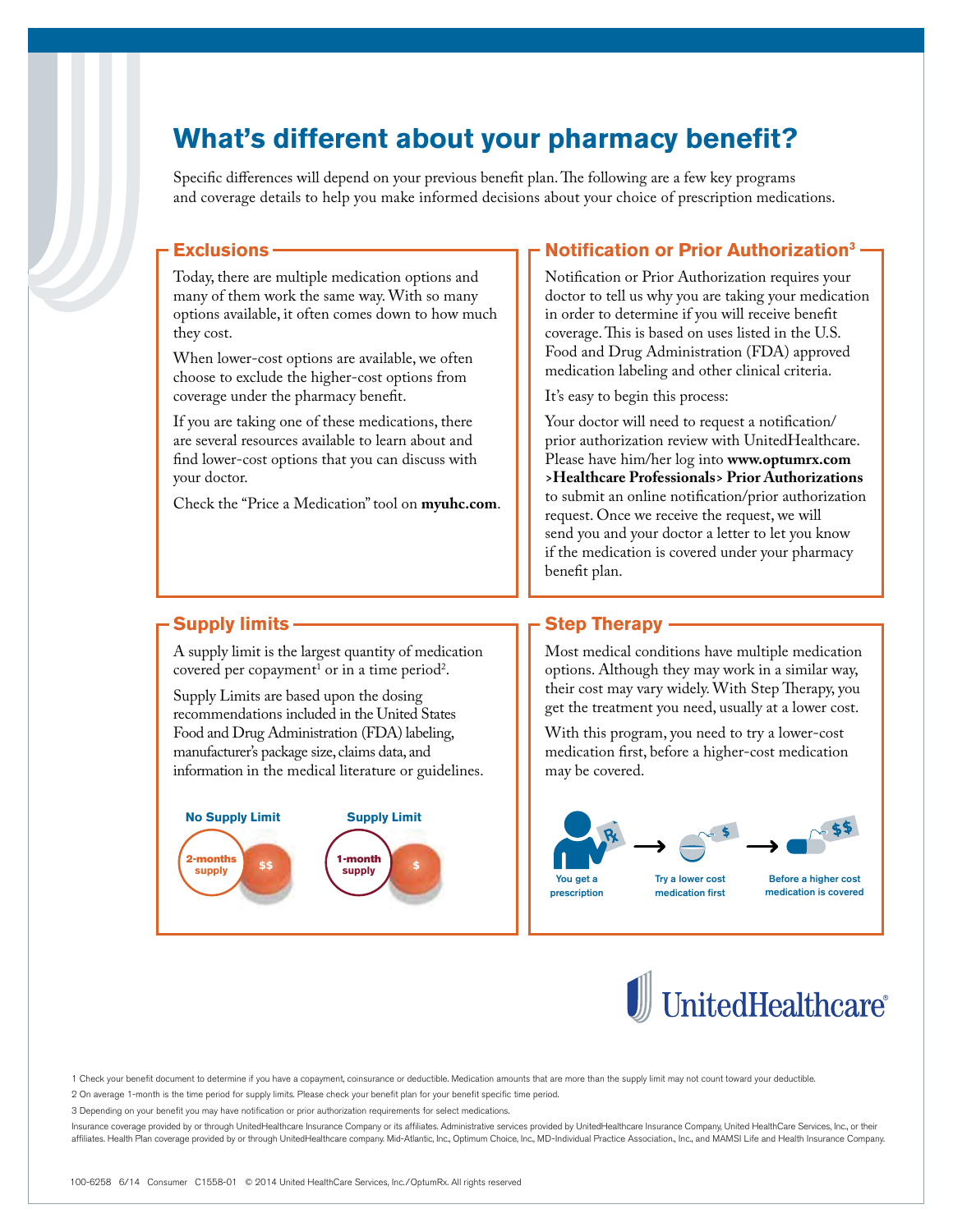# What's different about your pharmacy benefit?

Specific differences will depend on your previous benefit plan. The following are a few key programs and coverage details to help you make informed decisions about your choice of prescription medications.

## Exclusions

Today, there are multiple medication options and many of them work the same way. With so many options available, it often comes down to how much they cost.

When lower-cost options are available, we often choose to exclude the higher-cost options from coverage under the pharmacy benefit.

If you are taking one of these medications, there are several resources available to learn about and find lower-cost options that you can discuss with your doctor.

Check the "Price a Medication" tool on **myuhc.com**.

## Notification or Prior Authorization[3]

Notification or Prior Authorization requires your doctor to tell us why you are taking your medication in order to determine if you will receive benefit coverage. This is based on uses listed in the U.S. Food and Drug Administration (FDA) approved medication labeling and other clinical criteria.

It's easy to begin this process:

Your doctor will need to request a notification/prior authorization review with UnitedHealthcare. Please have him/her log into **www.optumrx.com >Healthcare Professionals> Prior Authorizations** to submit an online notification/prior authorization request. Once we receive the request, we will send you and your doctor a letter to let you know if the medication is covered under your pharmacy benefit plan.

## Supply limits

A supply limit is the largest quantity of medication covered per copayment[1] or in a time period[2].

Supply Limits are based upon the dosing recommendations included in the United States Food and Drug Administration (FDA) labeling, manufacturer's package size, claims data, and information in the medical literature or guidelines.

**No Supply Limit**

2-months supply

$$

**Supply Limit**

1-month supply

$

## Step Therapy

Most medical conditions have multiple medication options. Although they may work in a similar way, their cost may vary widely. With Step Therapy, you get the treatment you need, usually at a lower cost.

With this program, you need to try a lower-cost medication first, before a higher-cost medication may be covered.

You get a prescription → Try a lower cost medication first → Before a higher cost medication is covered

UnitedHealthcare®

1 Check your benefit document to determine if you have a copayment, coinsurance or deductible. Medication amounts that are more than the supply limit may not count toward your deductible.

2 On average 1-month is the time period for supply limits. Please check your benefit plan for your benefit specific time period.

3 Depending on your benefit you may have notification or prior authorization requirements for select medications.

Insurance coverage provided by or through UnitedHealthcare Insurance Company or its affiliates. Administrative services provided by UnitedHealthcare Insurance Company, United HealthCare Services, Inc., or their affiliates. Health Plan coverage provided by or through UnitedHealthcare company. Mid-Atlantic, Inc., Optimum Choice, Inc., MD-Individual Practice Association., Inc., and MAMSI Life and Health Insurance Company.

100-6258 6/14 Consumer C1558-01 © 2014 United HealthCare Services, Inc./OptumRx. All rights reserved